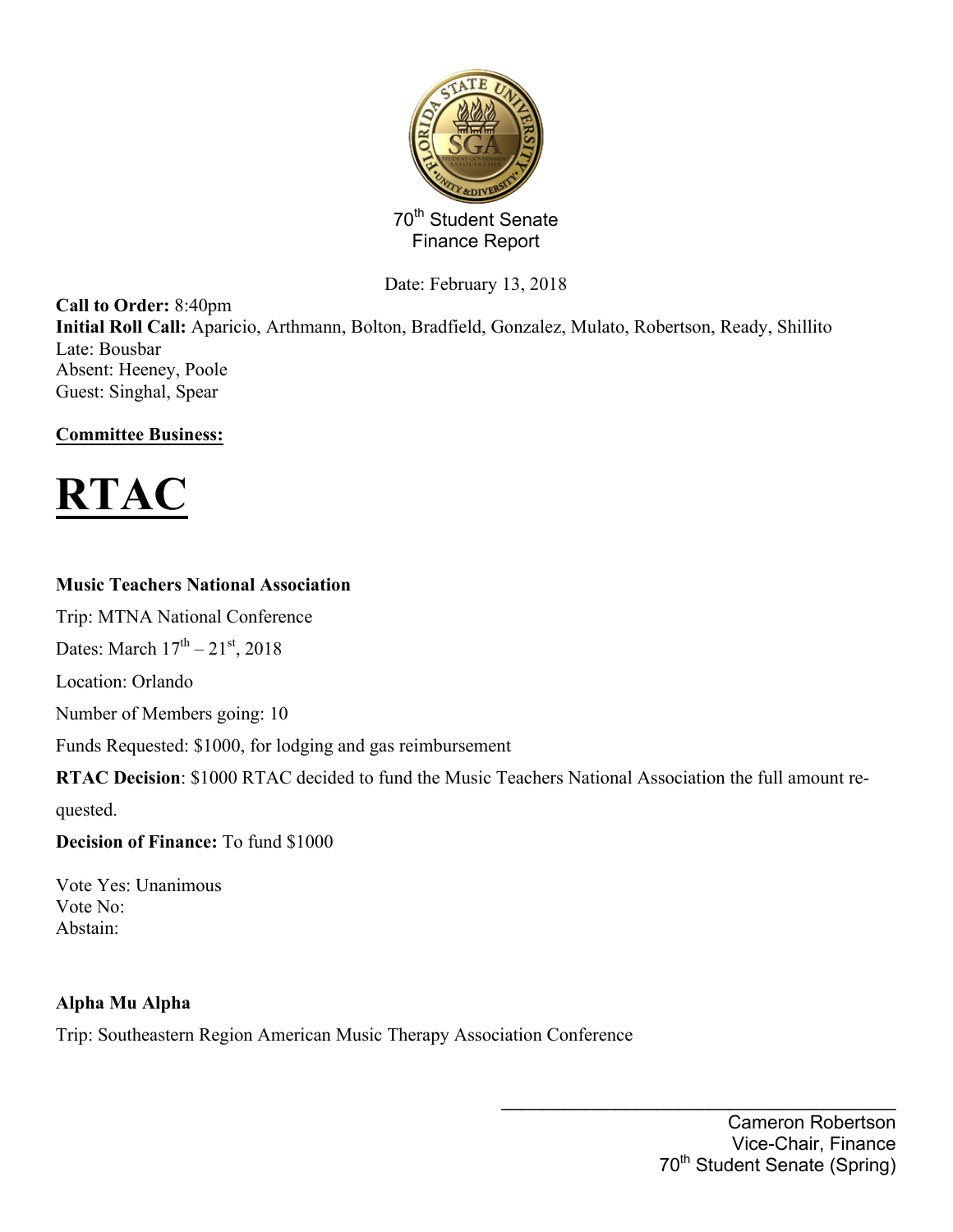70th Student Senate
Finance Report

Date: February 13, 2018

**Call to Order:** 8:40pm
**Initial Roll Call:** Aparicio, Arthmann, Bolton, Bradfield, Gonzalez, Mulato, Robertson, Ready, Shillito
Late: Bousbar
Absent: Heeney, Poole
Guest: Singhal, Spear

**Committee Business:**

# RTAC

**Music Teachers National Association**

Trip: MTNA National Conference

Dates: March 17th – 21st, 2018

Location: Orlando

Number of Members going: 10

Funds Requested: $1000, for lodging and gas reimbursement

**RTAC Decision**: $1000 RTAC decided to fund the Music Teachers National Association the full amount requested.

**Decision of Finance:** To fund $1000

Vote Yes: Unanimous
Vote No:
Abstain:

**Alpha Mu Alpha**

Trip: Southeastern Region American Music Therapy Association Conference

Cameron Robertson
Vice-Chair, Finance
70th Student Senate (Spring)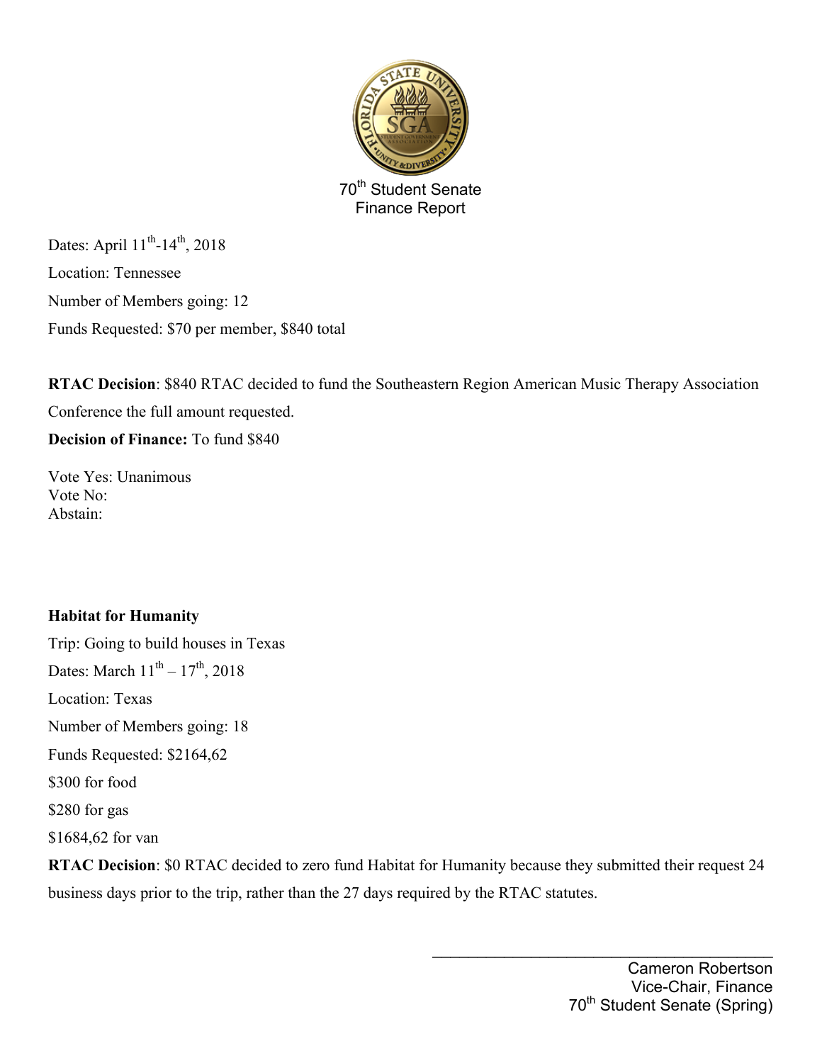70th Student Senate
Finance Report

Dates: April 11th-14th, 2018

Location: Tennessee

Number of Members going: 12

Funds Requested: $70 per member, $840 total

**RTAC Decision**: $840 RTAC decided to fund the Southeastern Region American Music Therapy Association Conference the full amount requested.

**Decision of Finance:** To fund $840

Vote Yes: Unanimous
Vote No:
Abstain:

**Habitat for Humanity**

Trip: Going to build houses in Texas

Dates: March 11th – 17th, 2018

Location: Texas

Number of Members going: 18

Funds Requested: $2164,62

$300 for food

$280 for gas

$1684,62 for van

**RTAC Decision**: $0 RTAC decided to zero fund Habitat for Humanity because they submitted their request 24 business days prior to the trip, rather than the 27 days required by the RTAC statutes.

Cameron Robertson
Vice-Chair, Finance
70th Student Senate (Spring)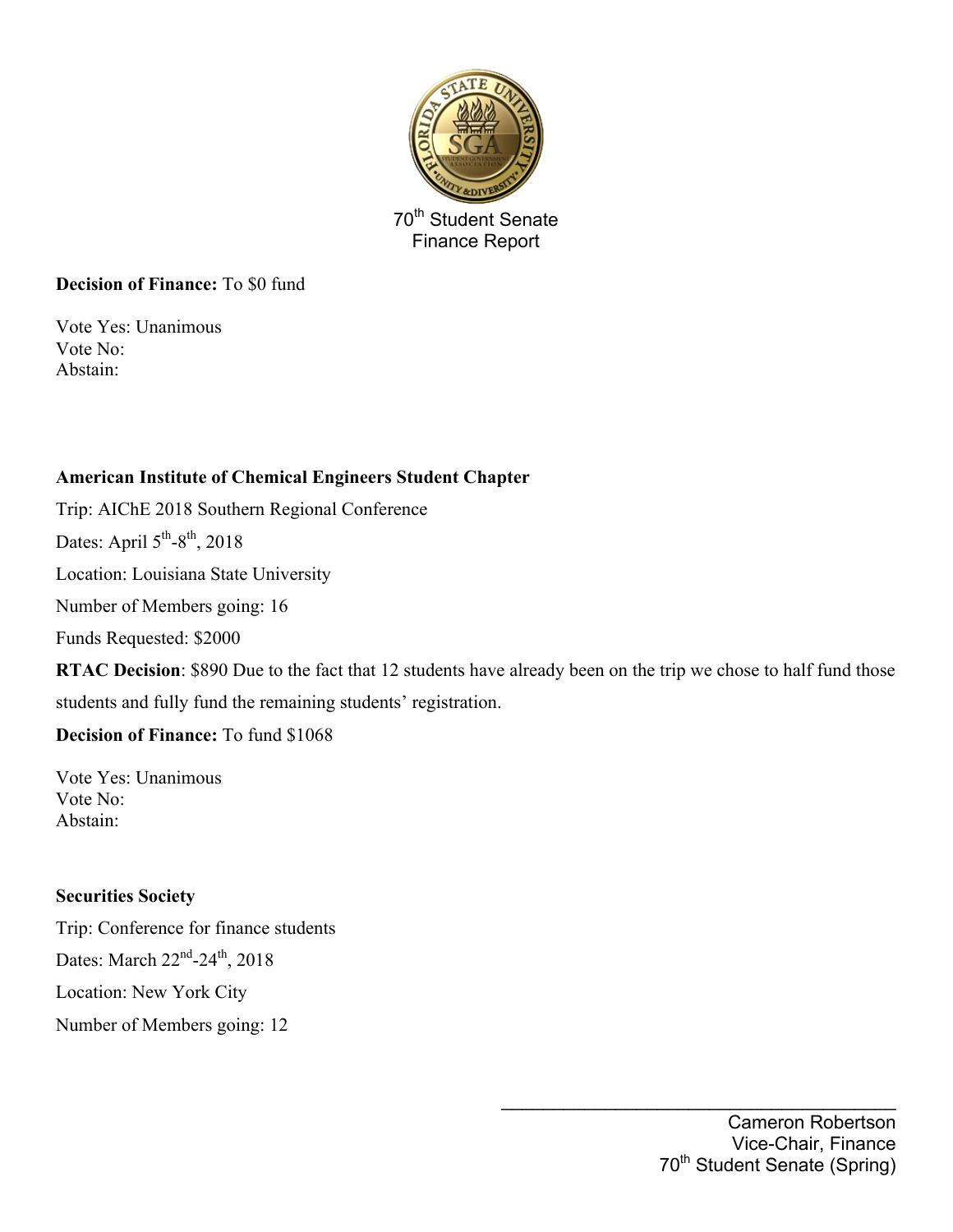70th Student Senate
Finance Report

**Decision of Finance:** To $0 fund

Vote Yes: Unanimous
Vote No:
Abstain:

**American Institute of Chemical Engineers Student Chapter**

Trip: AIChE 2018 Southern Regional Conference

Dates: April 5th-8th, 2018

Location: Louisiana State University

Number of Members going: 16

Funds Requested: $2000

**RTAC Decision**: $890 Due to the fact that 12 students have already been on the trip we chose to half fund those students and fully fund the remaining students' registration.

**Decision of Finance:** To fund $1068

Vote Yes: Unanimous
Vote No:
Abstain:

**Securities Society**

Trip: Conference for finance students

Dates: March 22nd-24th, 2018

Location: New York City

Number of Members going: 12

Cameron Robertson
Vice-Chair, Finance
70th Student Senate (Spring)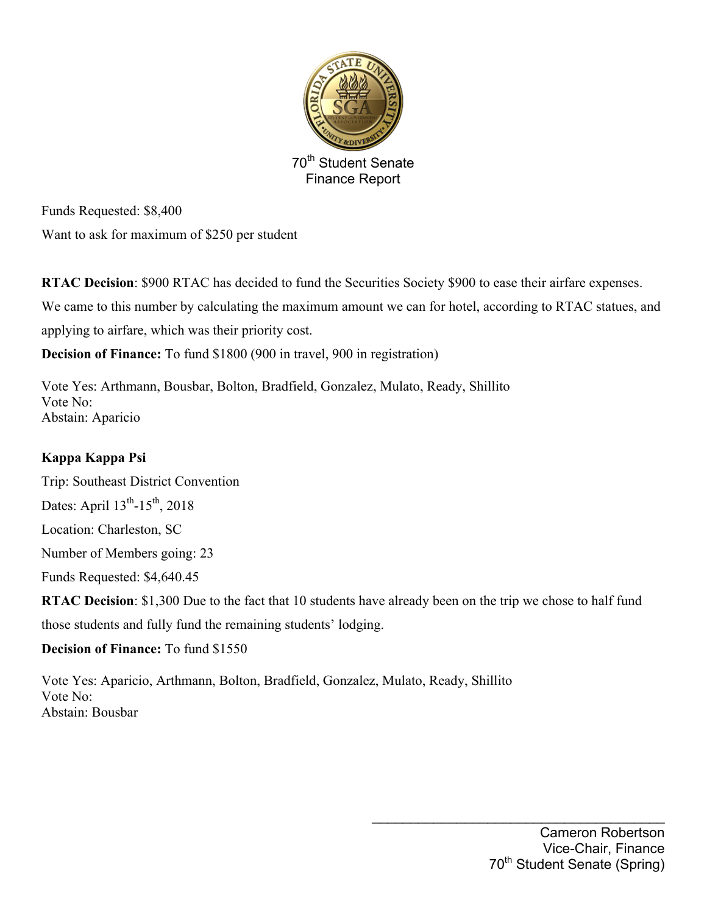70th Student Senate
Finance Report

Funds Requested: $8,400

Want to ask for maximum of $250 per student

**RTAC Decision**: $900 RTAC has decided to fund the Securities Society $900 to ease their airfare expenses. We came to this number by calculating the maximum amount we can for hotel, according to RTAC statues, and applying to airfare, which was their priority cost.

**Decision of Finance:** To fund $1800 (900 in travel, 900 in registration)

Vote Yes: Arthmann, Bousbar, Bolton, Bradfield, Gonzalez, Mulato, Ready, Shillito
Vote No:
Abstain: Aparicio

**Kappa Kappa Psi**

Trip: Southeast District Convention

Dates: April 13th-15th, 2018

Location: Charleston, SC

Number of Members going: 23

Funds Requested: $4,640.45

**RTAC Decision**: $1,300 Due to the fact that 10 students have already been on the trip we chose to half fund those students and fully fund the remaining students' lodging.

**Decision of Finance:** To fund $1550

Vote Yes: Aparicio, Arthmann, Bolton, Bradfield, Gonzalez, Mulato, Ready, Shillito
Vote No:
Abstain: Bousbar

\_\_\_\_\_\_\_\_\_\_\_\_\_\_\_\_\_\_\_\_\_\_\_\_\_\_\_\_\_\_\_\_\_\_\_\_\_\_\_\_

Cameron Robertson
Vice-Chair, Finance
70th Student Senate (Spring)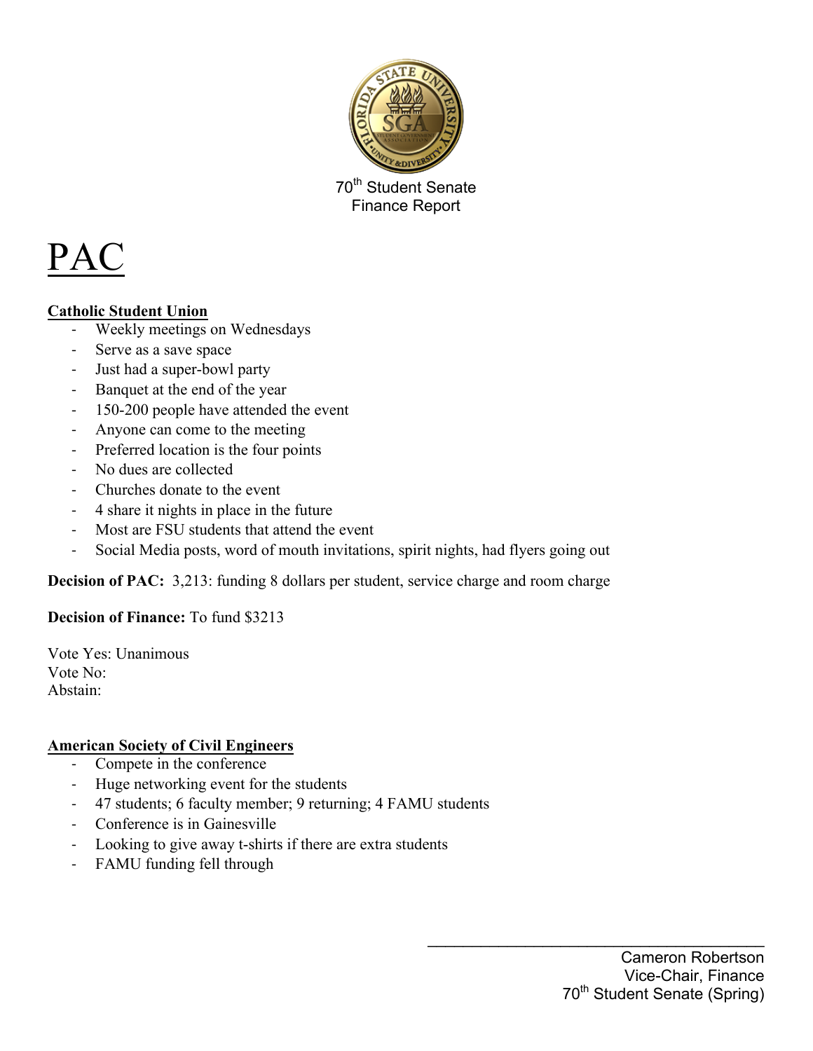70th Student Senate
Finance Report

# PAC

**Catholic Student Union**

- Weekly meetings on Wednesdays
- Serve as a save space
- Just had a super-bowl party
- Banquet at the end of the year
- 150-200 people have attended the event
- Anyone can come to the meeting
- Preferred location is the four points
- No dues are collected
- Churches donate to the event
- 4 share it nights in place in the future
- Most are FSU students that attend the event
- Social Media posts, word of mouth invitations, spirit nights, had flyers going out

**Decision of PAC:** 3,213: funding 8 dollars per student, service charge and room charge

**Decision of Finance:** To fund $3213

Vote Yes: Unanimous
Vote No:
Abstain:

**American Society of Civil Engineers**

- Compete in the conference
- Huge networking event for the students
- 47 students; 6 faculty member; 9 returning; 4 FAMU students
- Conference is in Gainesville
- Looking to give away t-shirts if there are extra students
- FAMU funding fell through

_______________________________________
Cameron Robertson
Vice-Chair, Finance
70th Student Senate (Spring)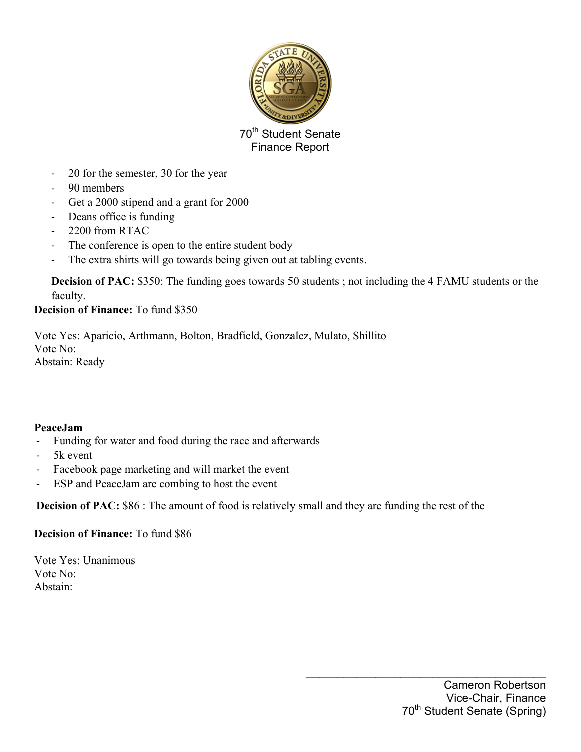70th Student Senate
Finance Report

- 20 for the semester, 30 for the year
- 90 members
- Get a 2000 stipend and a grant for 2000
- Deans office is funding
- 2200 from RTAC
- The conference is open to the entire student body
- The extra shirts will go towards being given out at tabling events.

**Decision of PAC:** $350: The funding goes towards 50 students ; not including the 4 FAMU students or the faculty.

**Decision of Finance:** To fund $350

Vote Yes: Aparicio, Arthmann, Bolton, Bradfield, Gonzalez, Mulato, Shillito
Vote No:
Abstain: Ready

**PeaceJam**

- Funding for water and food during the race and afterwards
- 5k event
- Facebook page marketing and will market the event
- ESP and PeaceJam are combing to host the event

**Decision of PAC:** $86 : The amount of food is relatively small and they are funding the rest of the

**Decision of Finance:** To fund $86

Vote Yes: Unanimous
Vote No:
Abstain:

Cameron Robertson
Vice-Chair, Finance
70th Student Senate (Spring)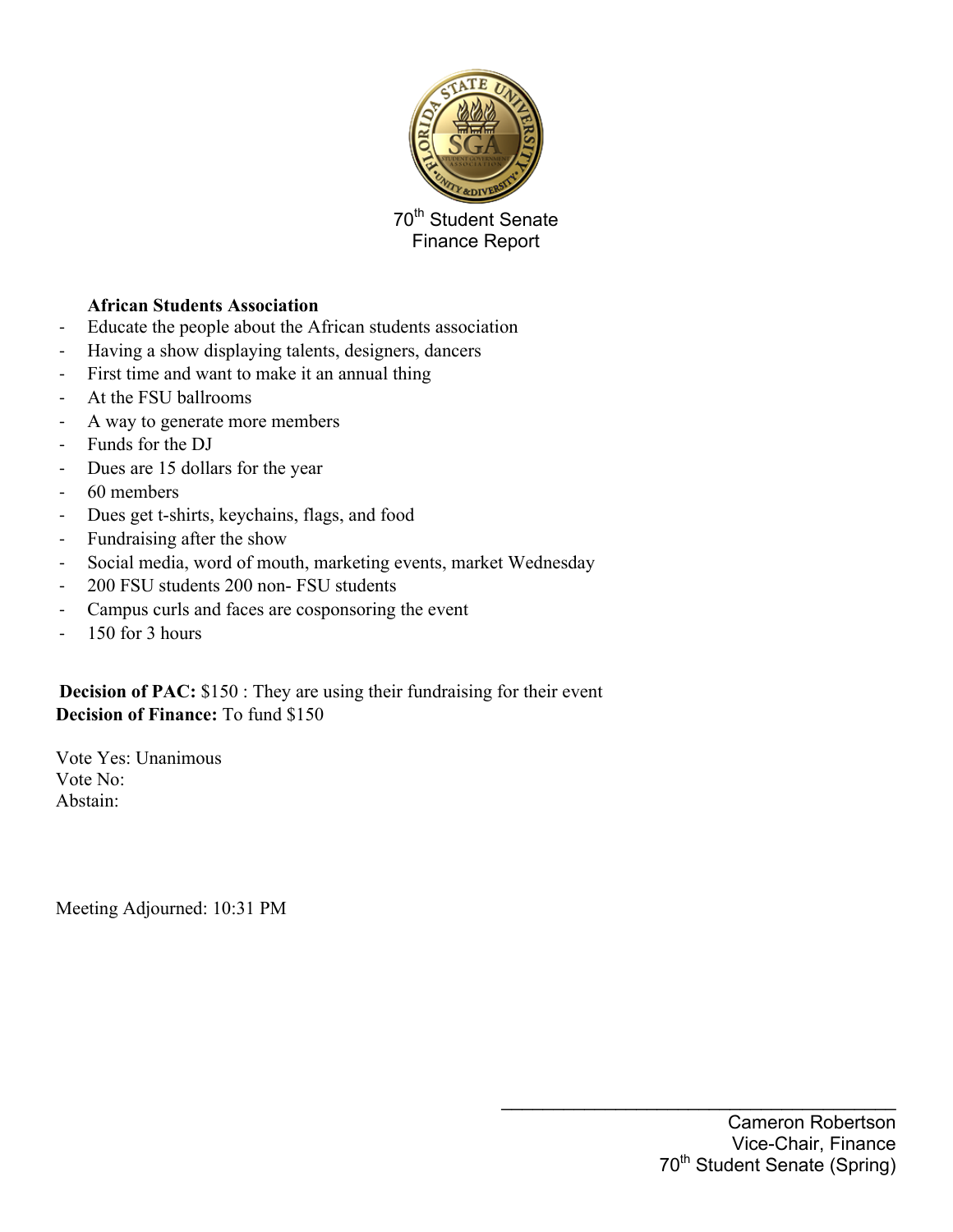70th Student Senate
Finance Report

**African Students Association**

- Educate the people about the African students association
- Having a show displaying talents, designers, dancers
- First time and want to make it an annual thing
- At the FSU ballrooms
- A way to generate more members
- Funds for the DJ
- Dues are 15 dollars for the year
- 60 members
- Dues get t-shirts, keychains, flags, and food
- Fundraising after the show
- Social media, word of mouth, marketing events, market Wednesday
- 200 FSU students 200 non- FSU students
- Campus curls and faces are cosponsoring the event
- 150 for 3 hours

**Decision of PAC:** $150 : They are using their fundraising for their event
**Decision of Finance:** To fund $150

Vote Yes: Unanimous
Vote No:
Abstain:

Meeting Adjourned: 10:31 PM

Cameron Robertson
Vice-Chair, Finance
70th Student Senate (Spring)